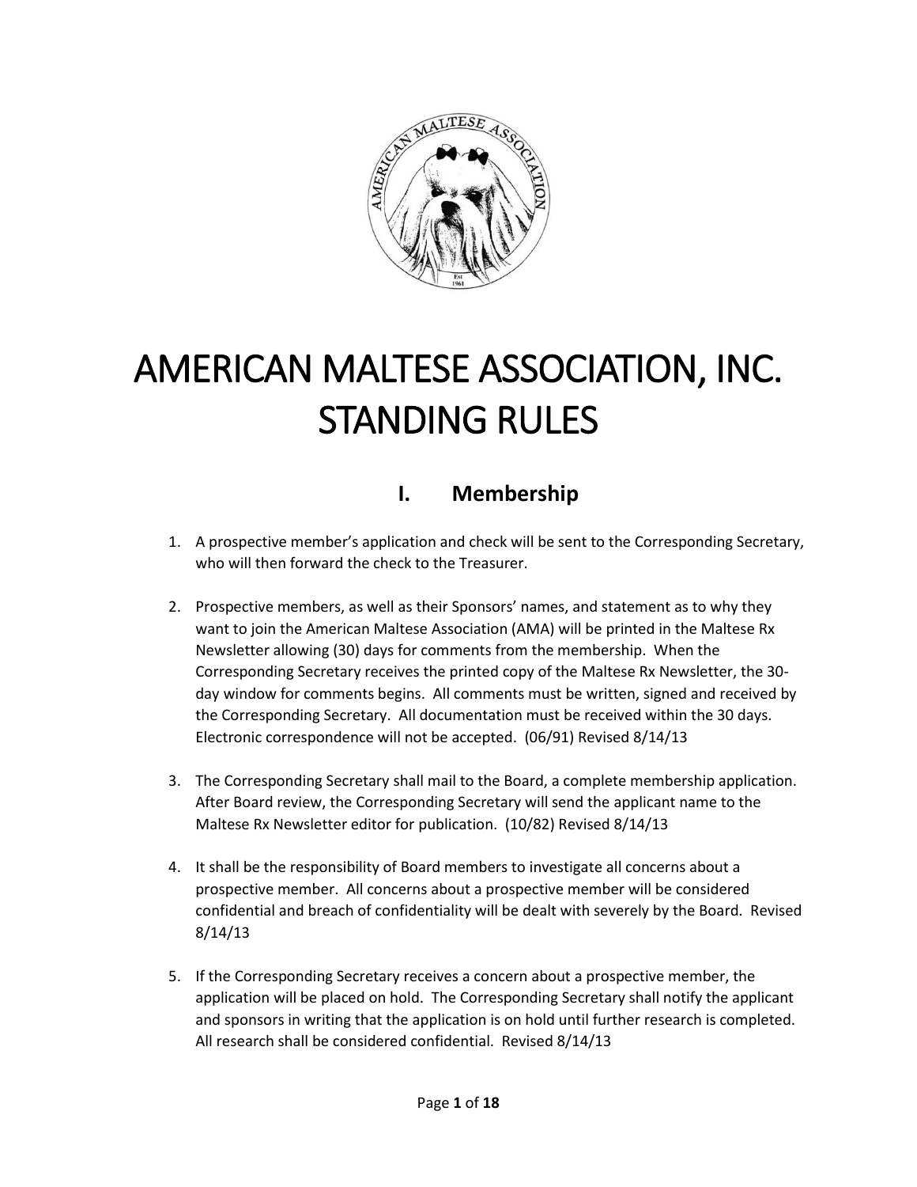# AMERICAN MALTESE ASSOCIATION, INC. STANDING RULES

## I. Membership

1. A prospective member's application and check will be sent to the Corresponding Secretary, who will then forward the check to the Treasurer.

2. Prospective members, as well as their Sponsors' names, and statement as to why they want to join the American Maltese Association (AMA) will be printed in the Maltese Rx Newsletter allowing (30) days for comments from the membership. When the Corresponding Secretary receives the printed copy of the Maltese Rx Newsletter, the 30-day window for comments begins. All comments must be written, signed and received by the Corresponding Secretary. All documentation must be received within the 30 days. Electronic correspondence will not be accepted. (06/91) Revised 8/14/13

3. The Corresponding Secretary shall mail to the Board, a complete membership application. After Board review, the Corresponding Secretary will send the applicant name to the Maltese Rx Newsletter editor for publication. (10/82) Revised 8/14/13

4. It shall be the responsibility of Board members to investigate all concerns about a prospective member. All concerns about a prospective member will be considered confidential and breach of confidentiality will be dealt with severely by the Board. Revised 8/14/13

5. If the Corresponding Secretary receives a concern about a prospective member, the application will be placed on hold. The Corresponding Secretary shall notify the applicant and sponsors in writing that the application is on hold until further research is completed. All research shall be considered confidential. Revised 8/14/13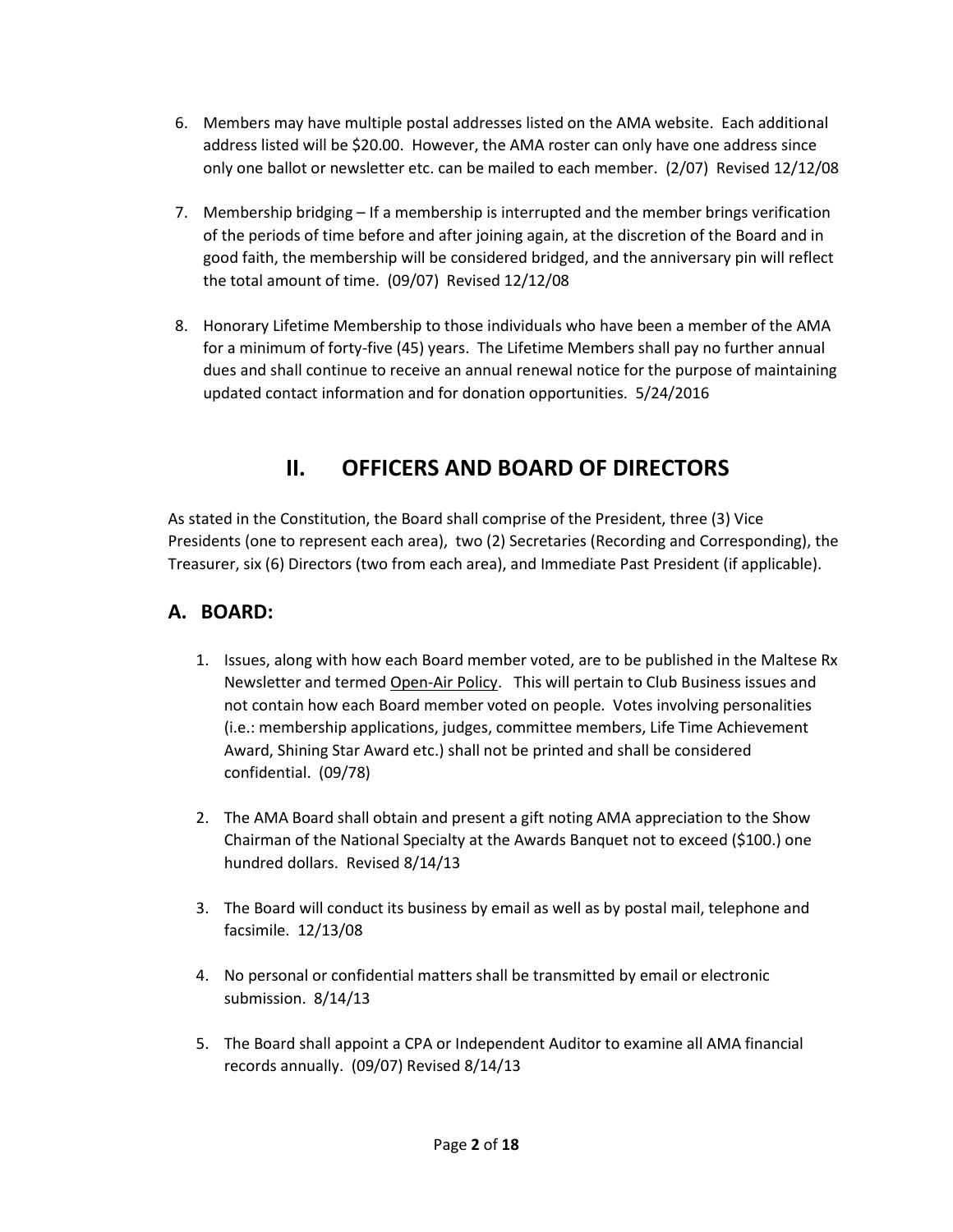6. Members may have multiple postal addresses listed on the AMA website. Each additional address listed will be $20.00. However, the AMA roster can only have one address since only one ballot or newsletter etc. can be mailed to each member. (2/07) Revised 12/12/08

7. Membership bridging – If a membership is interrupted and the member brings verification of the periods of time before and after joining again, at the discretion of the Board and in good faith, the membership will be considered bridged, and the anniversary pin will reflect the total amount of time. (09/07) Revised 12/12/08

8. Honorary Lifetime Membership to those individuals who have been a member of the AMA for a minimum of forty-five (45) years. The Lifetime Members shall pay no further annual dues and shall continue to receive an annual renewal notice for the purpose of maintaining updated contact information and for donation opportunities. 5/24/2016

# II. OFFICERS AND BOARD OF DIRECTORS

As stated in the Constitution, the Board shall comprise of the President, three (3) Vice Presidents (one to represent each area), two (2) Secretaries (Recording and Corresponding), the Treasurer, six (6) Directors (two from each area), and Immediate Past President (if applicable).

## A. BOARD:

1. Issues, along with how each Board member voted, are to be published in the Maltese Rx Newsletter and termed Open-Air Policy. This will pertain to Club Business issues and not contain how each Board member voted on people. Votes involving personalities (i.e.: membership applications, judges, committee members, Life Time Achievement Award, Shining Star Award etc.) shall not be printed and shall be considered confidential. (09/78)

2. The AMA Board shall obtain and present a gift noting AMA appreciation to the Show Chairman of the National Specialty at the Awards Banquet not to exceed ($100.) one hundred dollars. Revised 8/14/13

3. The Board will conduct its business by email as well as by postal mail, telephone and facsimile. 12/13/08

4. No personal or confidential matters shall be transmitted by email or electronic submission. 8/14/13

5. The Board shall appoint a CPA or Independent Auditor to examine all AMA financial records annually. (09/07) Revised 8/14/13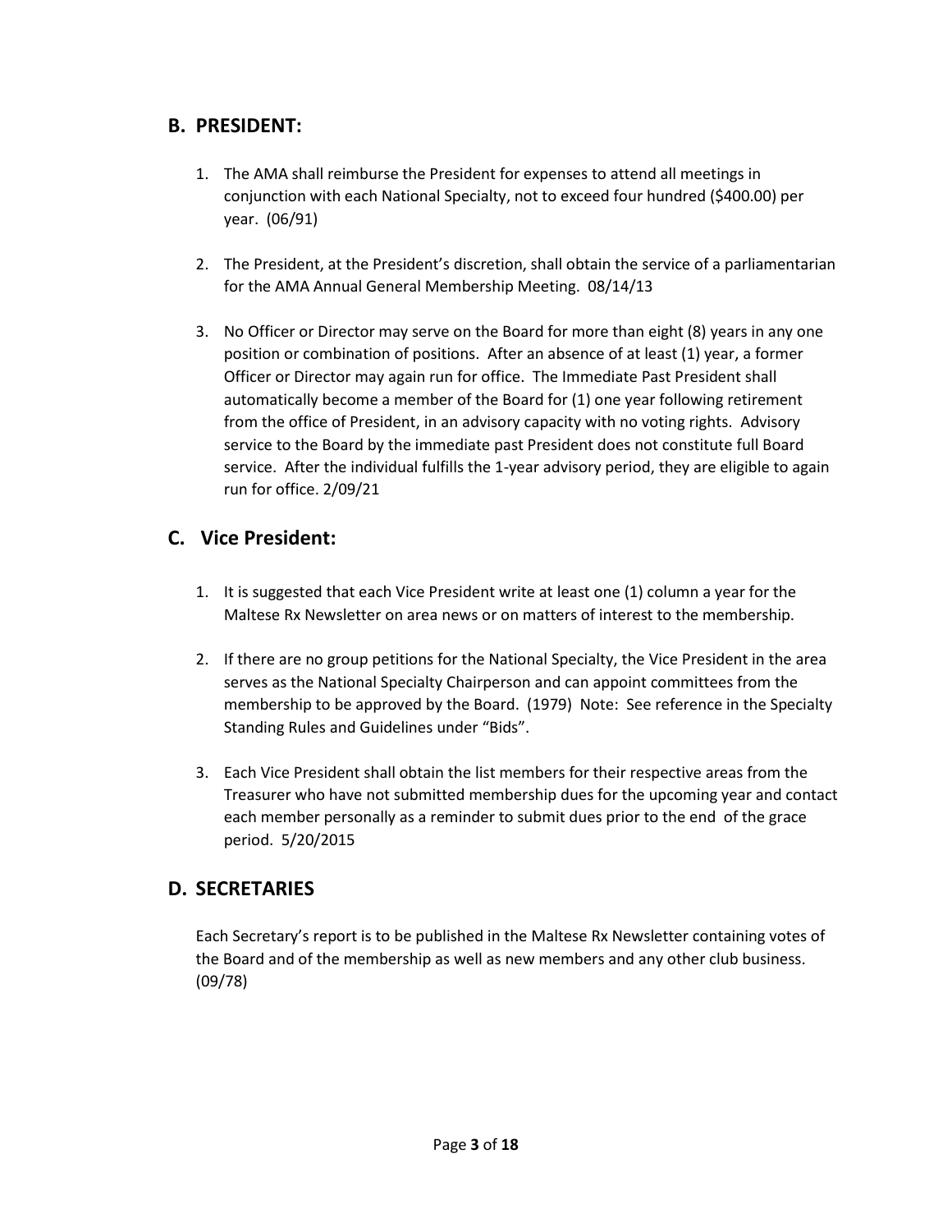## B. PRESIDENT:

1. The AMA shall reimburse the President for expenses to attend all meetings in conjunction with each National Specialty, not to exceed four hundred ($400.00) per year. (06/91)

2. The President, at the President's discretion, shall obtain the service of a parliamentarian for the AMA Annual General Membership Meeting. 08/14/13

3. No Officer or Director may serve on the Board for more than eight (8) years in any one position or combination of positions. After an absence of at least (1) year, a former Officer or Director may again run for office. The Immediate Past President shall automatically become a member of the Board for (1) one year following retirement from the office of President, in an advisory capacity with no voting rights. Advisory service to the Board by the immediate past President does not constitute full Board service. After the individual fulfills the 1-year advisory period, they are eligible to again run for office. 2/09/21

## C. Vice President:

1. It is suggested that each Vice President write at least one (1) column a year for the Maltese Rx Newsletter on area news or on matters of interest to the membership.

2. If there are no group petitions for the National Specialty, the Vice President in the area serves as the National Specialty Chairperson and can appoint committees from the membership to be approved by the Board. (1979) Note: See reference in the Specialty Standing Rules and Guidelines under "Bids".

3. Each Vice President shall obtain the list members for their respective areas from the Treasurer who have not submitted membership dues for the upcoming year and contact each member personally as a reminder to submit dues prior to the end of the grace period. 5/20/2015

## D. SECRETARIES

Each Secretary's report is to be published in the Maltese Rx Newsletter containing votes of the Board and of the membership as well as new members and any other club business. (09/78)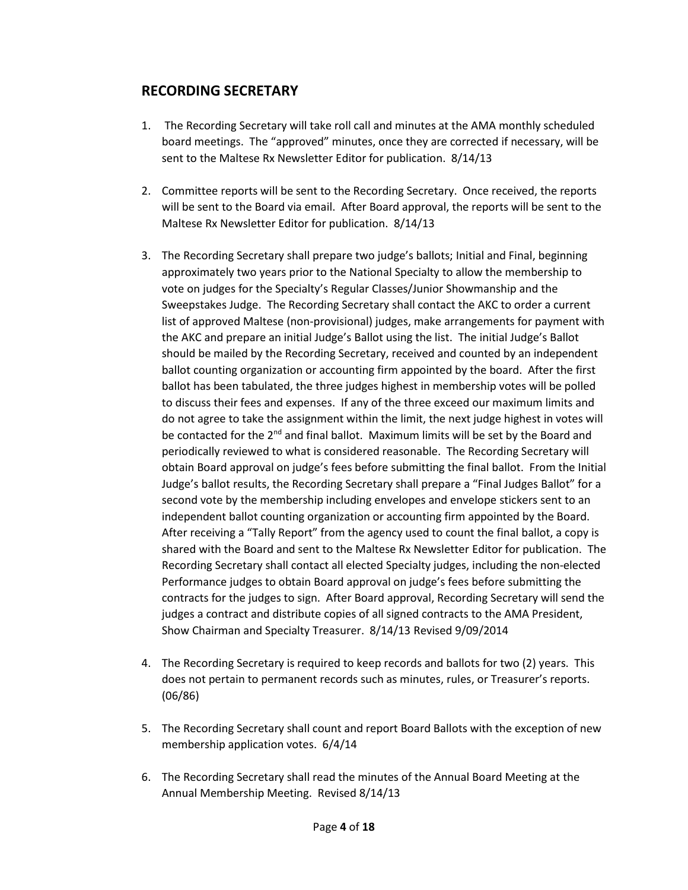## RECORDING SECRETARY

1. The Recording Secretary will take roll call and minutes at the AMA monthly scheduled board meetings. The "approved" minutes, once they are corrected if necessary, will be sent to the Maltese Rx Newsletter Editor for publication. 8/14/13

2. Committee reports will be sent to the Recording Secretary. Once received, the reports will be sent to the Board via email. After Board approval, the reports will be sent to the Maltese Rx Newsletter Editor for publication. 8/14/13

3. The Recording Secretary shall prepare two judge's ballots; Initial and Final, beginning approximately two years prior to the National Specialty to allow the membership to vote on judges for the Specialty's Regular Classes/Junior Showmanship and the Sweepstakes Judge. The Recording Secretary shall contact the AKC to order a current list of approved Maltese (non-provisional) judges, make arrangements for payment with the AKC and prepare an initial Judge's Ballot using the list. The initial Judge's Ballot should be mailed by the Recording Secretary, received and counted by an independent ballot counting organization or accounting firm appointed by the board. After the first ballot has been tabulated, the three judges highest in membership votes will be polled to discuss their fees and expenses. If any of the three exceed our maximum limits and do not agree to take the assignment within the limit, the next judge highest in votes will be contacted for the 2nd and final ballot. Maximum limits will be set by the Board and periodically reviewed to what is considered reasonable. The Recording Secretary will obtain Board approval on judge's fees before submitting the final ballot. From the Initial Judge's ballot results, the Recording Secretary shall prepare a "Final Judges Ballot" for a second vote by the membership including envelopes and envelope stickers sent to an independent ballot counting organization or accounting firm appointed by the Board. After receiving a "Tally Report" from the agency used to count the final ballot, a copy is shared with the Board and sent to the Maltese Rx Newsletter Editor for publication. The Recording Secretary shall contact all elected Specialty judges, including the non-elected Performance judges to obtain Board approval on judge's fees before submitting the contracts for the judges to sign. After Board approval, Recording Secretary will send the judges a contract and distribute copies of all signed contracts to the AMA President, Show Chairman and Specialty Treasurer. 8/14/13 Revised 9/09/2014

4. The Recording Secretary is required to keep records and ballots for two (2) years. This does not pertain to permanent records such as minutes, rules, or Treasurer's reports. (06/86)

5. The Recording Secretary shall count and report Board Ballots with the exception of new membership application votes. 6/4/14

6. The Recording Secretary shall read the minutes of the Annual Board Meeting at the Annual Membership Meeting. Revised 8/14/13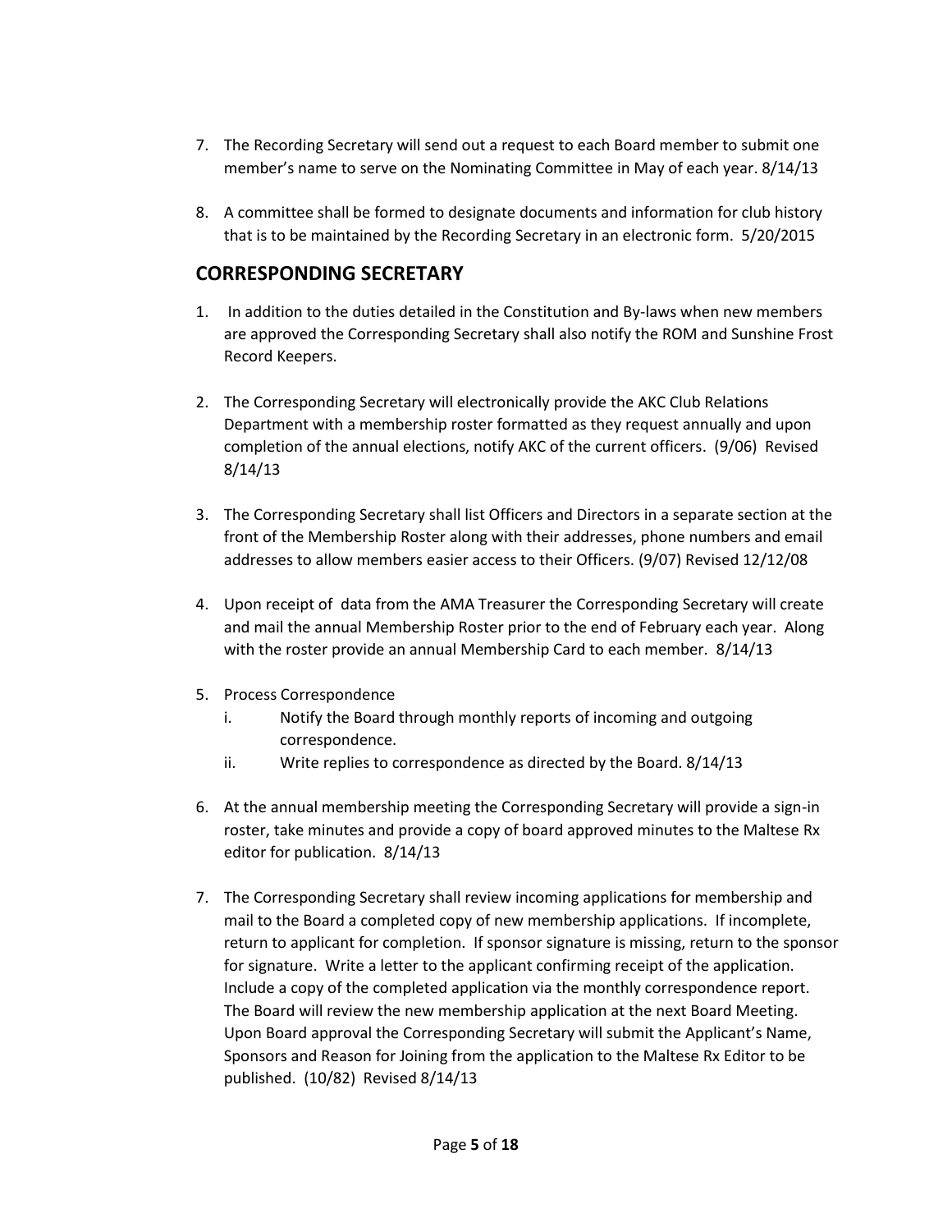7. The Recording Secretary will send out a request to each Board member to submit one member's name to serve on the Nominating Committee in May of each year. 8/14/13

8. A committee shall be formed to designate documents and information for club history that is to be maintained by the Recording Secretary in an electronic form. 5/20/2015

## CORRESPONDING SECRETARY

1. In addition to the duties detailed in the Constitution and By-laws when new members are approved the Corresponding Secretary shall also notify the ROM and Sunshine Frost Record Keepers.

2. The Corresponding Secretary will electronically provide the AKC Club Relations Department with a membership roster formatted as they request annually and upon completion of the annual elections, notify AKC of the current officers. (9/06) Revised 8/14/13

3. The Corresponding Secretary shall list Officers and Directors in a separate section at the front of the Membership Roster along with their addresses, phone numbers and email addresses to allow members easier access to their Officers. (9/07) Revised 12/12/08

4. Upon receipt of data from the AMA Treasurer the Corresponding Secretary will create and mail the annual Membership Roster prior to the end of February each year. Along with the roster provide an annual Membership Card to each member. 8/14/13

5. Process Correspondence
   i. Notify the Board through monthly reports of incoming and outgoing correspondence.
   ii. Write replies to correspondence as directed by the Board. 8/14/13

6. At the annual membership meeting the Corresponding Secretary will provide a sign-in roster, take minutes and provide a copy of board approved minutes to the Maltese Rx editor for publication. 8/14/13

7. The Corresponding Secretary shall review incoming applications for membership and mail to the Board a completed copy of new membership applications. If incomplete, return to applicant for completion. If sponsor signature is missing, return to the sponsor for signature. Write a letter to the applicant confirming receipt of the application. Include a copy of the completed application via the monthly correspondence report. The Board will review the new membership application at the next Board Meeting. Upon Board approval the Corresponding Secretary will submit the Applicant's Name, Sponsors and Reason for Joining from the application to the Maltese Rx Editor to be published. (10/82) Revised 8/14/13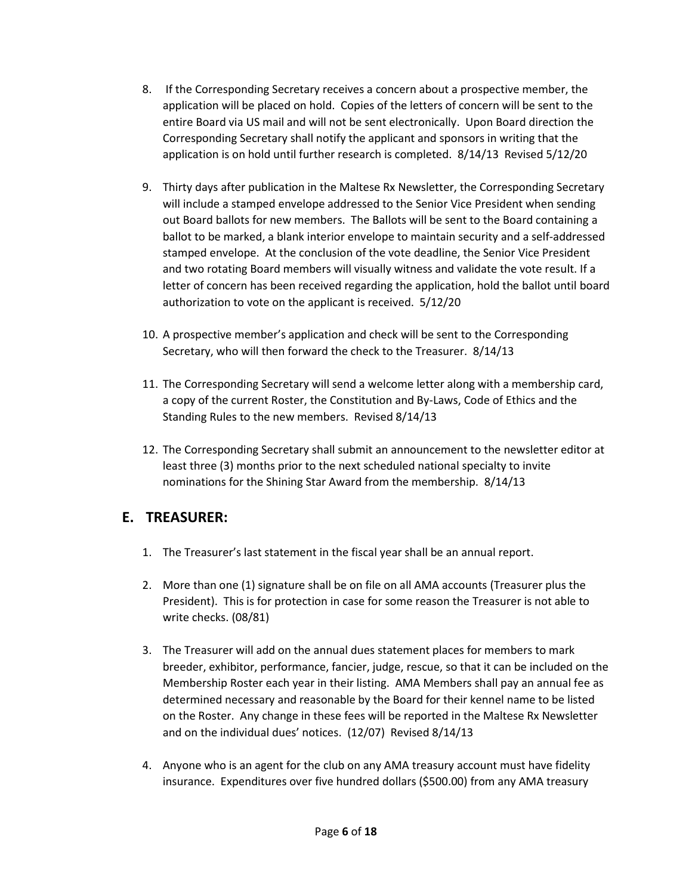8. If the Corresponding Secretary receives a concern about a prospective member, the application will be placed on hold. Copies of the letters of concern will be sent to the entire Board via US mail and will not be sent electronically. Upon Board direction the Corresponding Secretary shall notify the applicant and sponsors in writing that the application is on hold until further research is completed. 8/14/13 Revised 5/12/20

9. Thirty days after publication in the Maltese Rx Newsletter, the Corresponding Secretary will include a stamped envelope addressed to the Senior Vice President when sending out Board ballots for new members. The Ballots will be sent to the Board containing a ballot to be marked, a blank interior envelope to maintain security and a self-addressed stamped envelope. At the conclusion of the vote deadline, the Senior Vice President and two rotating Board members will visually witness and validate the vote result. If a letter of concern has been received regarding the application, hold the ballot until board authorization to vote on the applicant is received. 5/12/20

10. A prospective member's application and check will be sent to the Corresponding Secretary, who will then forward the check to the Treasurer. 8/14/13

11. The Corresponding Secretary will send a welcome letter along with a membership card, a copy of the current Roster, the Constitution and By-Laws, Code of Ethics and the Standing Rules to the new members. Revised 8/14/13

12. The Corresponding Secretary shall submit an announcement to the newsletter editor at least three (3) months prior to the next scheduled national specialty to invite nominations for the Shining Star Award from the membership. 8/14/13

## E. TREASURER:

1. The Treasurer's last statement in the fiscal year shall be an annual report.

2. More than one (1) signature shall be on file on all AMA accounts (Treasurer plus the President). This is for protection in case for some reason the Treasurer is not able to write checks. (08/81)

3. The Treasurer will add on the annual dues statement places for members to mark breeder, exhibitor, performance, fancier, judge, rescue, so that it can be included on the Membership Roster each year in their listing. AMA Members shall pay an annual fee as determined necessary and reasonable by the Board for their kennel name to be listed on the Roster. Any change in these fees will be reported in the Maltese Rx Newsletter and on the individual dues' notices. (12/07) Revised 8/14/13

4. Anyone who is an agent for the club on any AMA treasury account must have fidelity insurance. Expenditures over five hundred dollars ($500.00) from any AMA treasury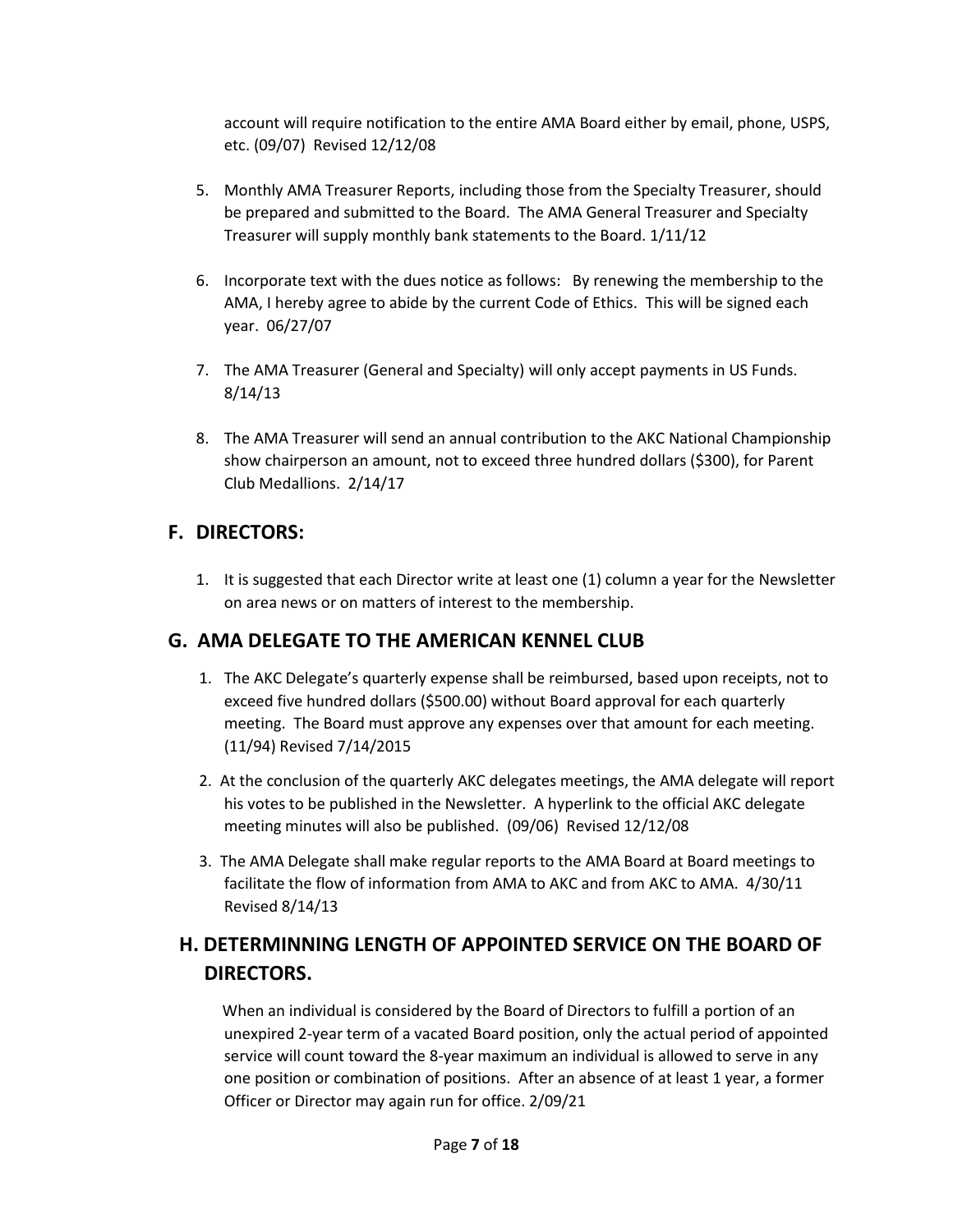account will require notification to the entire AMA Board either by email, phone, USPS, etc. (09/07) Revised 12/12/08

5. Monthly AMA Treasurer Reports, including those from the Specialty Treasurer, should be prepared and submitted to the Board. The AMA General Treasurer and Specialty Treasurer will supply monthly bank statements to the Board. 1/11/12

6. Incorporate text with the dues notice as follows: By renewing the membership to the AMA, I hereby agree to abide by the current Code of Ethics. This will be signed each year. 06/27/07

7. The AMA Treasurer (General and Specialty) will only accept payments in US Funds. 8/14/13

8. The AMA Treasurer will send an annual contribution to the AKC National Championship show chairperson an amount, not to exceed three hundred dollars ($300), for Parent Club Medallions. 2/14/17

## F. DIRECTORS:

1. It is suggested that each Director write at least one (1) column a year for the Newsletter on area news or on matters of interest to the membership.

## G. AMA DELEGATE TO THE AMERICAN KENNEL CLUB

1. The AKC Delegate's quarterly expense shall be reimbursed, based upon receipts, not to exceed five hundred dollars ($500.00) without Board approval for each quarterly meeting. The Board must approve any expenses over that amount for each meeting. (11/94) Revised 7/14/2015

2. At the conclusion of the quarterly AKC delegates meetings, the AMA delegate will report his votes to be published in the Newsletter. A hyperlink to the official AKC delegate meeting minutes will also be published. (09/06) Revised 12/12/08

3. The AMA Delegate shall make regular reports to the AMA Board at Board meetings to facilitate the flow of information from AMA to AKC and from AKC to AMA. 4/30/11 Revised 8/14/13

## H. DETERMINNING LENGTH OF APPOINTED SERVICE ON THE BOARD OF DIRECTORS.

When an individual is considered by the Board of Directors to fulfill a portion of an unexpired 2-year term of a vacated Board position, only the actual period of appointed service will count toward the 8-year maximum an individual is allowed to serve in any one position or combination of positions. After an absence of at least 1 year, a former Officer or Director may again run for office. 2/09/21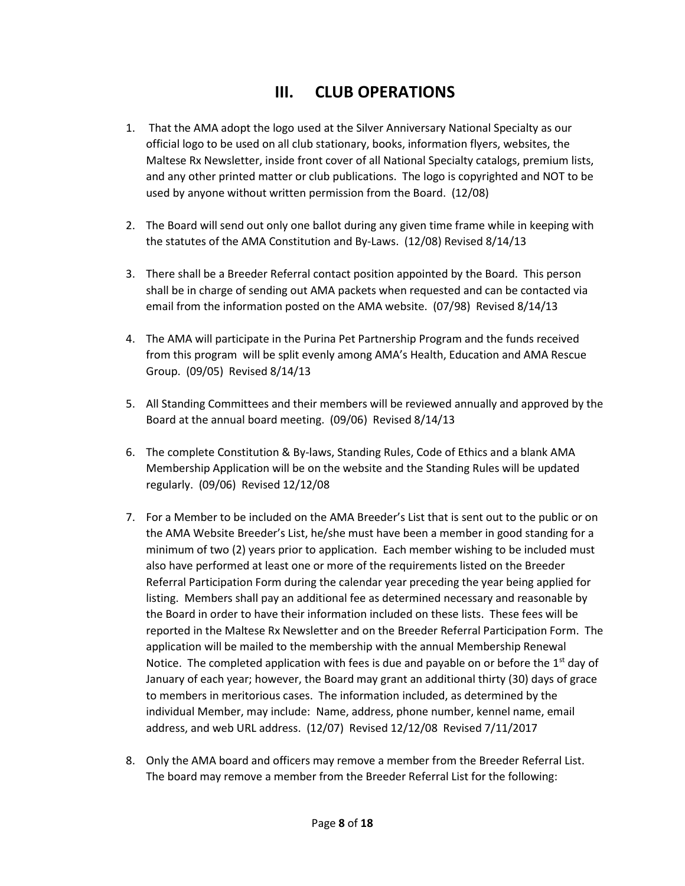# III. CLUB OPERATIONS

1. That the AMA adopt the logo used at the Silver Anniversary National Specialty as our official logo to be used on all club stationary, books, information flyers, websites, the Maltese Rx Newsletter, inside front cover of all National Specialty catalogs, premium lists, and any other printed matter or club publications. The logo is copyrighted and NOT to be used by anyone without written permission from the Board. (12/08)

2. The Board will send out only one ballot during any given time frame while in keeping with the statutes of the AMA Constitution and By-Laws. (12/08) Revised 8/14/13

3. There shall be a Breeder Referral contact position appointed by the Board. This person shall be in charge of sending out AMA packets when requested and can be contacted via email from the information posted on the AMA website. (07/98) Revised 8/14/13

4. The AMA will participate in the Purina Pet Partnership Program and the funds received from this program will be split evenly among AMA's Health, Education and AMA Rescue Group. (09/05) Revised 8/14/13

5. All Standing Committees and their members will be reviewed annually and approved by the Board at the annual board meeting. (09/06) Revised 8/14/13

6. The complete Constitution & By-laws, Standing Rules, Code of Ethics and a blank AMA Membership Application will be on the website and the Standing Rules will be updated regularly. (09/06) Revised 12/12/08

7. For a Member to be included on the AMA Breeder's List that is sent out to the public or on the AMA Website Breeder's List, he/she must have been a member in good standing for a minimum of two (2) years prior to application. Each member wishing to be included must also have performed at least one or more of the requirements listed on the Breeder Referral Participation Form during the calendar year preceding the year being applied for listing. Members shall pay an additional fee as determined necessary and reasonable by the Board in order to have their information included on these lists. These fees will be reported in the Maltese Rx Newsletter and on the Breeder Referral Participation Form. The application will be mailed to the membership with the annual Membership Renewal Notice. The completed application with fees is due and payable on or before the 1st day of January of each year; however, the Board may grant an additional thirty (30) days of grace to members in meritorious cases. The information included, as determined by the individual Member, may include: Name, address, phone number, kennel name, email address, and web URL address. (12/07) Revised 12/12/08 Revised 7/11/2017

8. Only the AMA board and officers may remove a member from the Breeder Referral List. The board may remove a member from the Breeder Referral List for the following: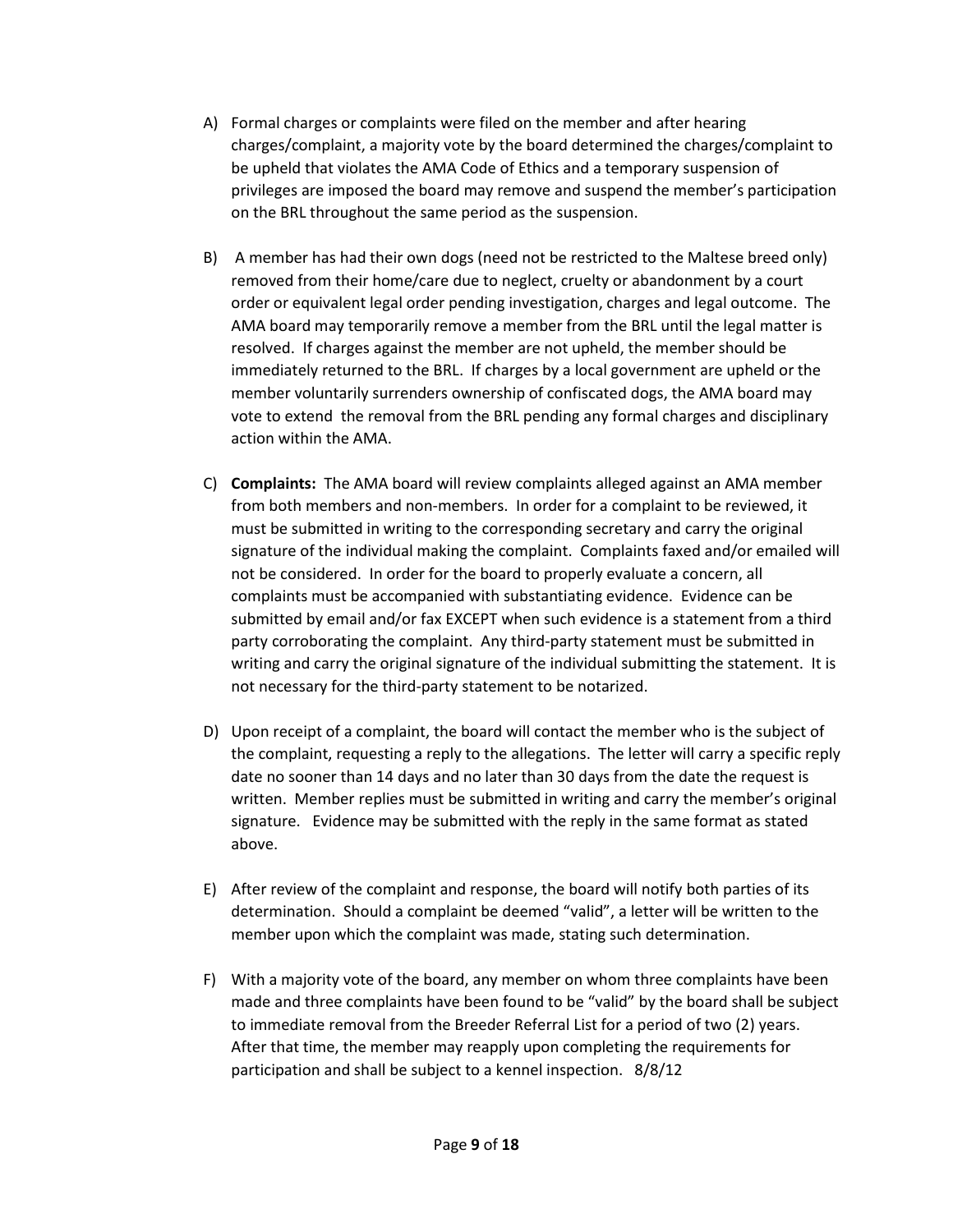A) Formal charges or complaints were filed on the member and after hearing charges/complaint, a majority vote by the board determined the charges/complaint to be upheld that violates the AMA Code of Ethics and a temporary suspension of privileges are imposed the board may remove and suspend the member's participation on the BRL throughout the same period as the suspension.

B) A member has had their own dogs (need not be restricted to the Maltese breed only) removed from their home/care due to neglect, cruelty or abandonment by a court order or equivalent legal order pending investigation, charges and legal outcome. The AMA board may temporarily remove a member from the BRL until the legal matter is resolved. If charges against the member are not upheld, the member should be immediately returned to the BRL. If charges by a local government are upheld or the member voluntarily surrenders ownership of confiscated dogs, the AMA board may vote to extend the removal from the BRL pending any formal charges and disciplinary action within the AMA.

C) **Complaints:** The AMA board will review complaints alleged against an AMA member from both members and non-members. In order for a complaint to be reviewed, it must be submitted in writing to the corresponding secretary and carry the original signature of the individual making the complaint. Complaints faxed and/or emailed will not be considered. In order for the board to properly evaluate a concern, all complaints must be accompanied with substantiating evidence. Evidence can be submitted by email and/or fax EXCEPT when such evidence is a statement from a third party corroborating the complaint. Any third-party statement must be submitted in writing and carry the original signature of the individual submitting the statement. It is not necessary for the third-party statement to be notarized.

D) Upon receipt of a complaint, the board will contact the member who is the subject of the complaint, requesting a reply to the allegations. The letter will carry a specific reply date no sooner than 14 days and no later than 30 days from the date the request is written. Member replies must be submitted in writing and carry the member's original signature. Evidence may be submitted with the reply in the same format as stated above.

E) After review of the complaint and response, the board will notify both parties of its determination. Should a complaint be deemed "valid", a letter will be written to the member upon which the complaint was made, stating such determination.

F) With a majority vote of the board, any member on whom three complaints have been made and three complaints have been found to be "valid" by the board shall be subject to immediate removal from the Breeder Referral List for a period of two (2) years. After that time, the member may reapply upon completing the requirements for participation and shall be subject to a kennel inspection. 8/8/12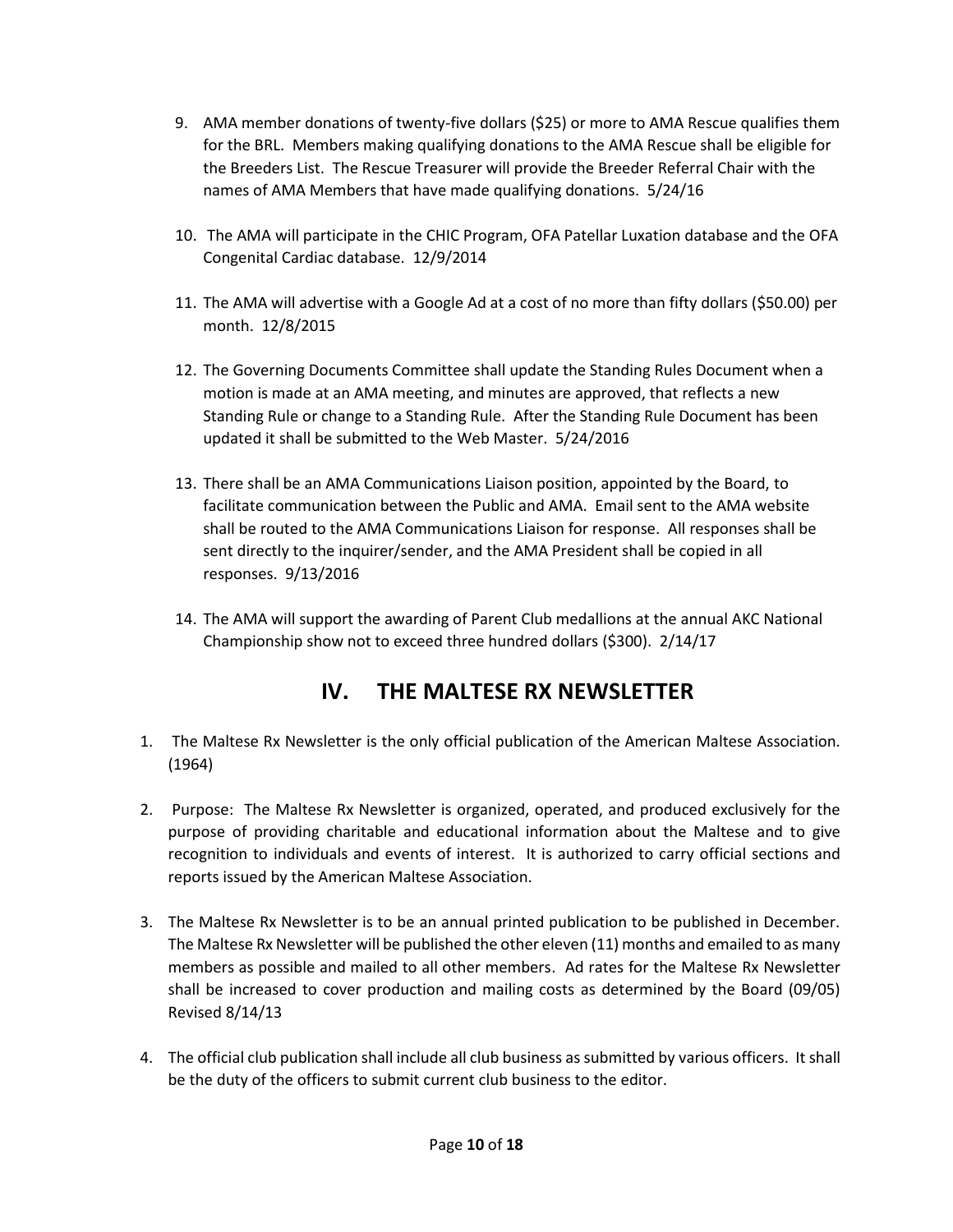9. AMA member donations of twenty-five dollars ($25) or more to AMA Rescue qualifies them for the BRL. Members making qualifying donations to the AMA Rescue shall be eligible for the Breeders List. The Rescue Treasurer will provide the Breeder Referral Chair with the names of AMA Members that have made qualifying donations. 5/24/16

10. The AMA will participate in the CHIC Program, OFA Patellar Luxation database and the OFA Congenital Cardiac database. 12/9/2014

11. The AMA will advertise with a Google Ad at a cost of no more than fifty dollars ($50.00) per month. 12/8/2015

12. The Governing Documents Committee shall update the Standing Rules Document when a motion is made at an AMA meeting, and minutes are approved, that reflects a new Standing Rule or change to a Standing Rule. After the Standing Rule Document has been updated it shall be submitted to the Web Master. 5/24/2016

13. There shall be an AMA Communications Liaison position, appointed by the Board, to facilitate communication between the Public and AMA. Email sent to the AMA website shall be routed to the AMA Communications Liaison for response. All responses shall be sent directly to the inquirer/sender, and the AMA President shall be copied in all responses. 9/13/2016

14. The AMA will support the awarding of Parent Club medallions at the annual AKC National Championship show not to exceed three hundred dollars ($300). 2/14/17

## IV. THE MALTESE RX NEWSLETTER

1. The Maltese Rx Newsletter is the only official publication of the American Maltese Association. (1964)

2. Purpose: The Maltese Rx Newsletter is organized, operated, and produced exclusively for the purpose of providing charitable and educational information about the Maltese and to give recognition to individuals and events of interest. It is authorized to carry official sections and reports issued by the American Maltese Association.

3. The Maltese Rx Newsletter is to be an annual printed publication to be published in December. The Maltese Rx Newsletter will be published the other eleven (11) months and emailed to as many members as possible and mailed to all other members. Ad rates for the Maltese Rx Newsletter shall be increased to cover production and mailing costs as determined by the Board (09/05) Revised 8/14/13

4. The official club publication shall include all club business as submitted by various officers. It shall be the duty of the officers to submit current club business to the editor.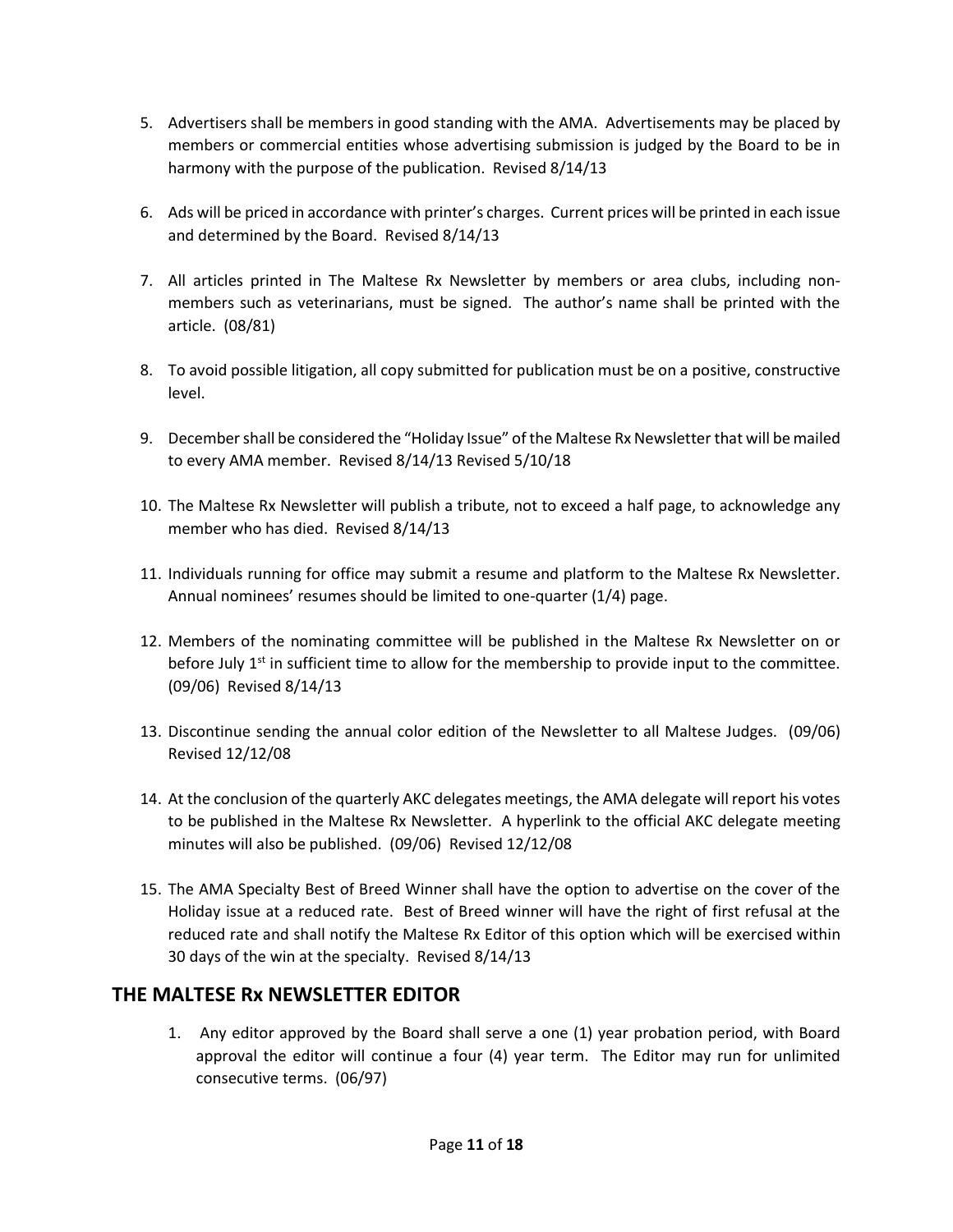5. Advertisers shall be members in good standing with the AMA. Advertisements may be placed by members or commercial entities whose advertising submission is judged by the Board to be in harmony with the purpose of the publication. Revised 8/14/13

6. Ads will be priced in accordance with printer's charges. Current prices will be printed in each issue and determined by the Board. Revised 8/14/13

7. All articles printed in The Maltese Rx Newsletter by members or area clubs, including non-members such as veterinarians, must be signed. The author's name shall be printed with the article. (08/81)

8. To avoid possible litigation, all copy submitted for publication must be on a positive, constructive level.

9. December shall be considered the "Holiday Issue" of the Maltese Rx Newsletter that will be mailed to every AMA member. Revised 8/14/13 Revised 5/10/18

10. The Maltese Rx Newsletter will publish a tribute, not to exceed a half page, to acknowledge any member who has died. Revised 8/14/13

11. Individuals running for office may submit a resume and platform to the Maltese Rx Newsletter. Annual nominees' resumes should be limited to one-quarter (1/4) page.

12. Members of the nominating committee will be published in the Maltese Rx Newsletter on or before July 1st in sufficient time to allow for the membership to provide input to the committee. (09/06) Revised 8/14/13

13. Discontinue sending the annual color edition of the Newsletter to all Maltese Judges. (09/06) Revised 12/12/08

14. At the conclusion of the quarterly AKC delegates meetings, the AMA delegate will report his votes to be published in the Maltese Rx Newsletter. A hyperlink to the official AKC delegate meeting minutes will also be published. (09/06) Revised 12/12/08

15. The AMA Specialty Best of Breed Winner shall have the option to advertise on the cover of the Holiday issue at a reduced rate. Best of Breed winner will have the right of first refusal at the reduced rate and shall notify the Maltese Rx Editor of this option which will be exercised within 30 days of the win at the specialty. Revised 8/14/13

## THE MALTESE Rx NEWSLETTER EDITOR

1. Any editor approved by the Board shall serve a one (1) year probation period, with Board approval the editor will continue a four (4) year term. The Editor may run for unlimited consecutive terms. (06/97)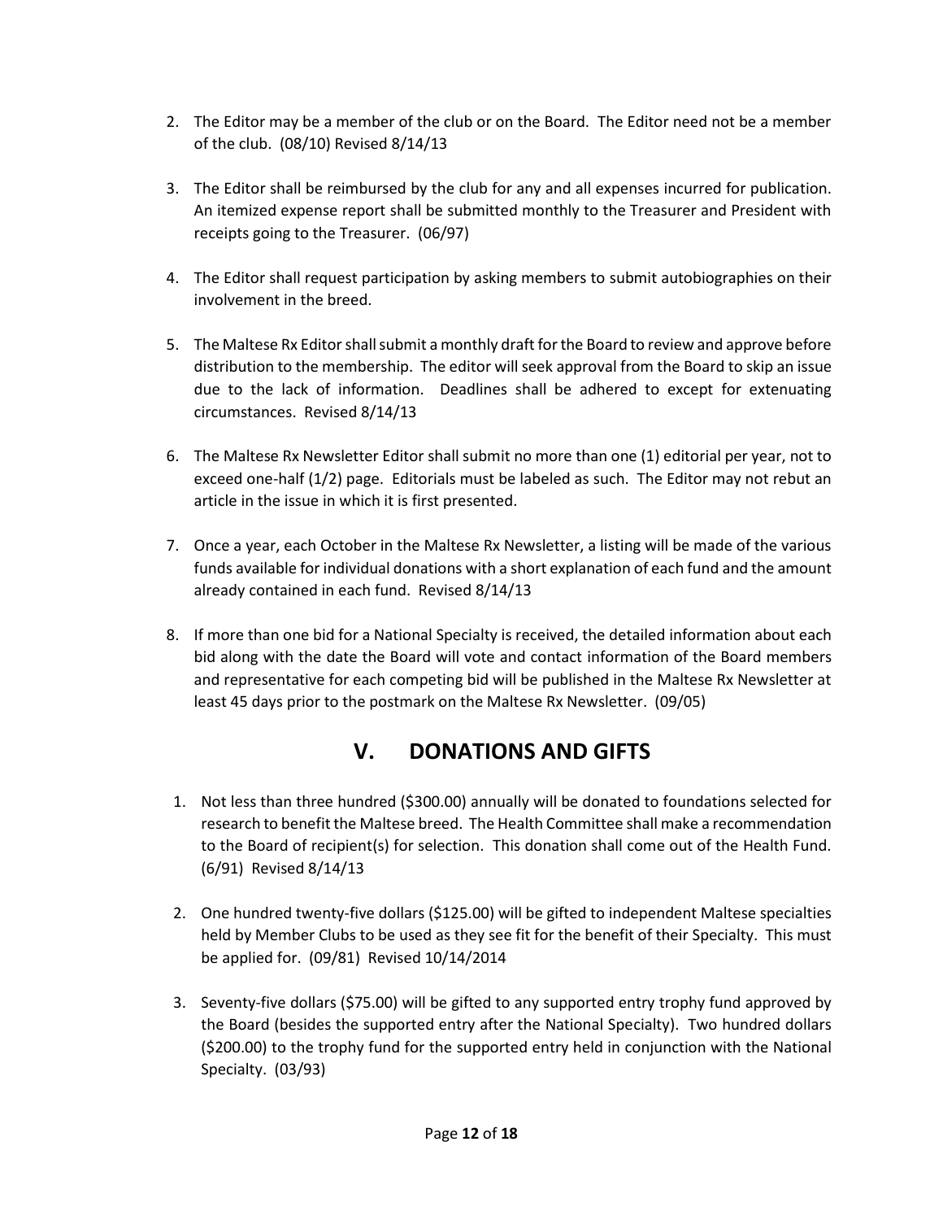2. The Editor may be a member of the club or on the Board. The Editor need not be a member of the club. (08/10) Revised 8/14/13

3. The Editor shall be reimbursed by the club for any and all expenses incurred for publication. An itemized expense report shall be submitted monthly to the Treasurer and President with receipts going to the Treasurer. (06/97)

4. The Editor shall request participation by asking members to submit autobiographies on their involvement in the breed.

5. The Maltese Rx Editor shall submit a monthly draft for the Board to review and approve before distribution to the membership. The editor will seek approval from the Board to skip an issue due to the lack of information. Deadlines shall be adhered to except for extenuating circumstances. Revised 8/14/13

6. The Maltese Rx Newsletter Editor shall submit no more than one (1) editorial per year, not to exceed one-half (1/2) page. Editorials must be labeled as such. The Editor may not rebut an article in the issue in which it is first presented.

7. Once a year, each October in the Maltese Rx Newsletter, a listing will be made of the various funds available for individual donations with a short explanation of each fund and the amount already contained in each fund. Revised 8/14/13

8. If more than one bid for a National Specialty is received, the detailed information about each bid along with the date the Board will vote and contact information of the Board members and representative for each competing bid will be published in the Maltese Rx Newsletter at least 45 days prior to the postmark on the Maltese Rx Newsletter. (09/05)

## V. DONATIONS AND GIFTS

1. Not less than three hundred ($300.00) annually will be donated to foundations selected for research to benefit the Maltese breed. The Health Committee shall make a recommendation to the Board of recipient(s) for selection. This donation shall come out of the Health Fund. (6/91) Revised 8/14/13

2. One hundred twenty-five dollars ($125.00) will be gifted to independent Maltese specialties held by Member Clubs to be used as they see fit for the benefit of their Specialty. This must be applied for. (09/81) Revised 10/14/2014

3. Seventy-five dollars ($75.00) will be gifted to any supported entry trophy fund approved by the Board (besides the supported entry after the National Specialty). Two hundred dollars ($200.00) to the trophy fund for the supported entry held in conjunction with the National Specialty. (03/93)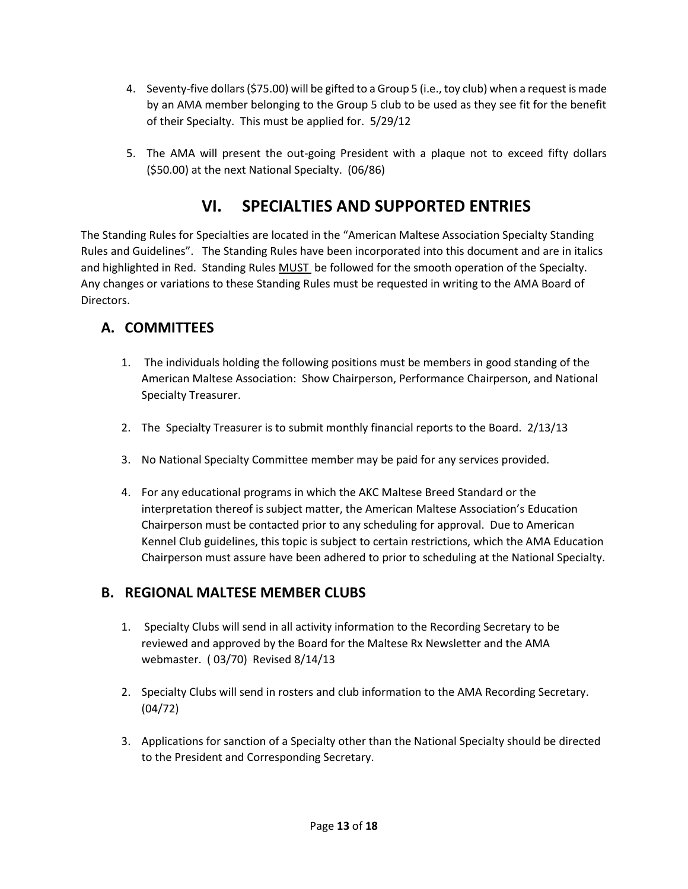4. Seventy-five dollars ($75.00) will be gifted to a Group 5 (i.e., toy club) when a request is made by an AMA member belonging to the Group 5 club to be used as they see fit for the benefit of their Specialty. This must be applied for. 5/29/12

5. The AMA will present the out-going President with a plaque not to exceed fifty dollars ($50.00) at the next National Specialty. (06/86)

# VI. SPECIALTIES AND SUPPORTED ENTRIES

The Standing Rules for Specialties are located in the "American Maltese Association Specialty Standing Rules and Guidelines". The Standing Rules have been incorporated into this document and are in italics and highlighted in Red. Standing Rules <u>MUST</u> be followed for the smooth operation of the Specialty. Any changes or variations to these Standing Rules must be requested in writing to the AMA Board of Directors.

## A. COMMITTEES

1. The individuals holding the following positions must be members in good standing of the American Maltese Association: Show Chairperson, Performance Chairperson, and National Specialty Treasurer.

2. The Specialty Treasurer is to submit monthly financial reports to the Board. 2/13/13

3. No National Specialty Committee member may be paid for any services provided.

4. For any educational programs in which the AKC Maltese Breed Standard or the interpretation thereof is subject matter, the American Maltese Association's Education Chairperson must be contacted prior to any scheduling for approval. Due to American Kennel Club guidelines, this topic is subject to certain restrictions, which the AMA Education Chairperson must assure have been adhered to prior to scheduling at the National Specialty.

## B. REGIONAL MALTESE MEMBER CLUBS

1. Specialty Clubs will send in all activity information to the Recording Secretary to be reviewed and approved by the Board for the Maltese Rx Newsletter and the AMA webmaster. ( 03/70) Revised 8/14/13

2. Specialty Clubs will send in rosters and club information to the AMA Recording Secretary. (04/72)

3. Applications for sanction of a Specialty other than the National Specialty should be directed to the President and Corresponding Secretary.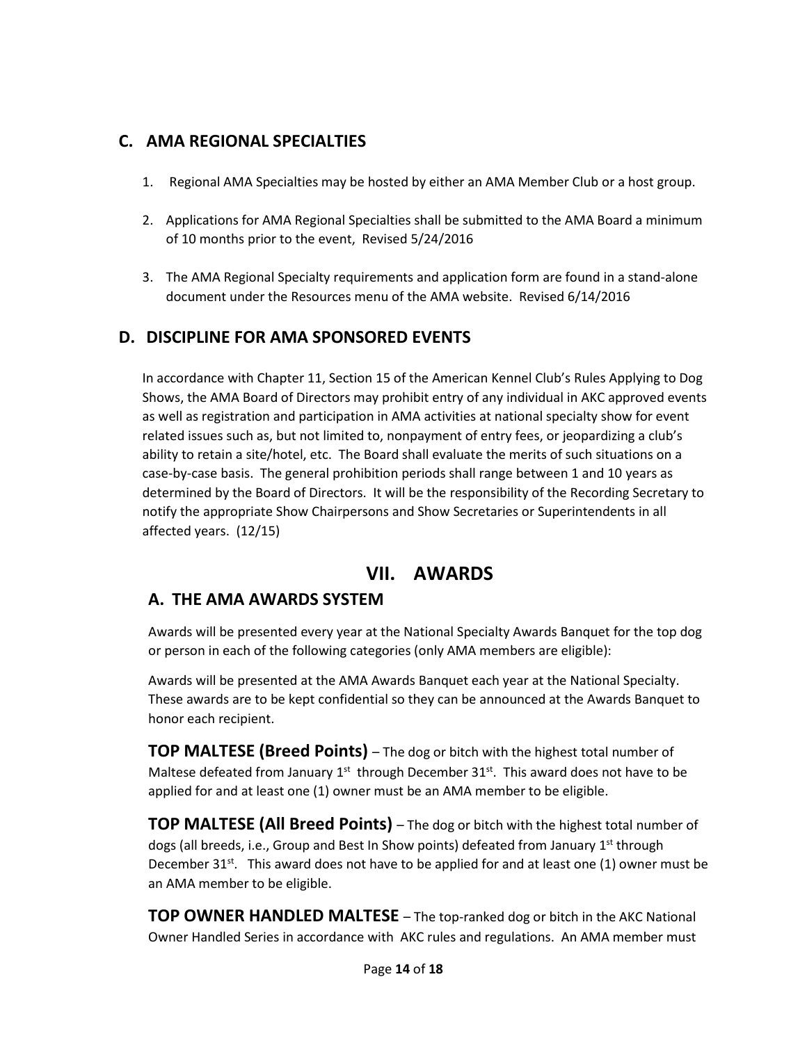## C. AMA REGIONAL SPECIALTIES

1. Regional AMA Specialties may be hosted by either an AMA Member Club or a host group.
2. Applications for AMA Regional Specialties shall be submitted to the AMA Board a minimum of 10 months prior to the event, Revised 5/24/2016
3. The AMA Regional Specialty requirements and application form are found in a stand-alone document under the Resources menu of the AMA website. Revised 6/14/2016

## D. DISCIPLINE FOR AMA SPONSORED EVENTS

In accordance with Chapter 11, Section 15 of the American Kennel Club's Rules Applying to Dog Shows, the AMA Board of Directors may prohibit entry of any individual in AKC approved events as well as registration and participation in AMA activities at national specialty show for event related issues such as, but not limited to, nonpayment of entry fees, or jeopardizing a club's ability to retain a site/hotel, etc. The Board shall evaluate the merits of such situations on a case-by-case basis. The general prohibition periods shall range between 1 and 10 years as determined by the Board of Directors. It will be the responsibility of the Recording Secretary to notify the appropriate Show Chairpersons and Show Secretaries or Superintendents in all affected years. (12/15)

# VII. AWARDS

## A. THE AMA AWARDS SYSTEM

Awards will be presented every year at the National Specialty Awards Banquet for the top dog or person in each of the following categories (only AMA members are eligible):

Awards will be presented at the AMA Awards Banquet each year at the National Specialty. These awards are to be kept confidential so they can be announced at the Awards Banquet to honor each recipient.

**TOP MALTESE (Breed Points)** – The dog or bitch with the highest total number of Maltese defeated from January 1st through December 31st. This award does not have to be applied for and at least one (1) owner must be an AMA member to be eligible.

**TOP MALTESE (All Breed Points)** – The dog or bitch with the highest total number of dogs (all breeds, i.e., Group and Best In Show points) defeated from January 1st through December 31st. This award does not have to be applied for and at least one (1) owner must be an AMA member to be eligible.

**TOP OWNER HANDLED MALTESE** – The top-ranked dog or bitch in the AKC National Owner Handled Series in accordance with AKC rules and regulations. An AMA member must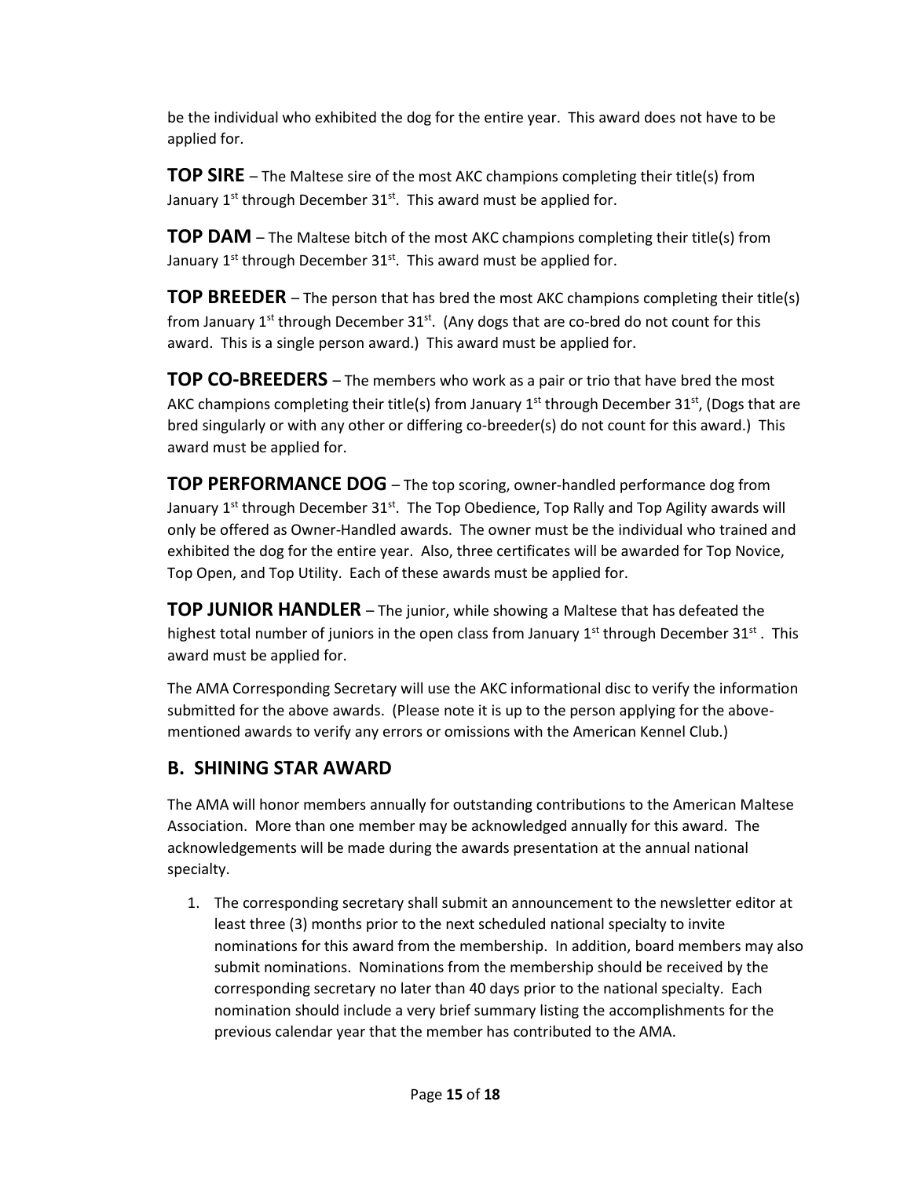be the individual who exhibited the dog for the entire year. This award does not have to be applied for.

**TOP SIRE** – The Maltese sire of the most AKC champions completing their title(s) from January 1st through December 31st. This award must be applied for.

**TOP DAM** – The Maltese bitch of the most AKC champions completing their title(s) from January 1st through December 31st. This award must be applied for.

**TOP BREEDER** – The person that has bred the most AKC champions completing their title(s) from January 1st through December 31st. (Any dogs that are co-bred do not count for this award. This is a single person award.) This award must be applied for.

**TOP CO-BREEDERS** – The members who work as a pair or trio that have bred the most AKC champions completing their title(s) from January 1st through December 31st, (Dogs that are bred singularly or with any other or differing co-breeder(s) do not count for this award.) This award must be applied for.

**TOP PERFORMANCE DOG** – The top scoring, owner-handled performance dog from January 1st through December 31st. The Top Obedience, Top Rally and Top Agility awards will only be offered as Owner-Handled awards. The owner must be the individual who trained and exhibited the dog for the entire year. Also, three certificates will be awarded for Top Novice, Top Open, and Top Utility. Each of these awards must be applied for.

**TOP JUNIOR HANDLER** – The junior, while showing a Maltese that has defeated the highest total number of juniors in the open class from January 1st through December 31st . This award must be applied for.

The AMA Corresponding Secretary will use the AKC informational disc to verify the information submitted for the above awards. (Please note it is up to the person applying for the above-mentioned awards to verify any errors or omissions with the American Kennel Club.)

## B. SHINING STAR AWARD

The AMA will honor members annually for outstanding contributions to the American Maltese Association. More than one member may be acknowledged annually for this award. The acknowledgements will be made during the awards presentation at the annual national specialty.

1. The corresponding secretary shall submit an announcement to the newsletter editor at least three (3) months prior to the next scheduled national specialty to invite nominations for this award from the membership. In addition, board members may also submit nominations. Nominations from the membership should be received by the corresponding secretary no later than 40 days prior to the national specialty. Each nomination should include a very brief summary listing the accomplishments for the previous calendar year that the member has contributed to the AMA.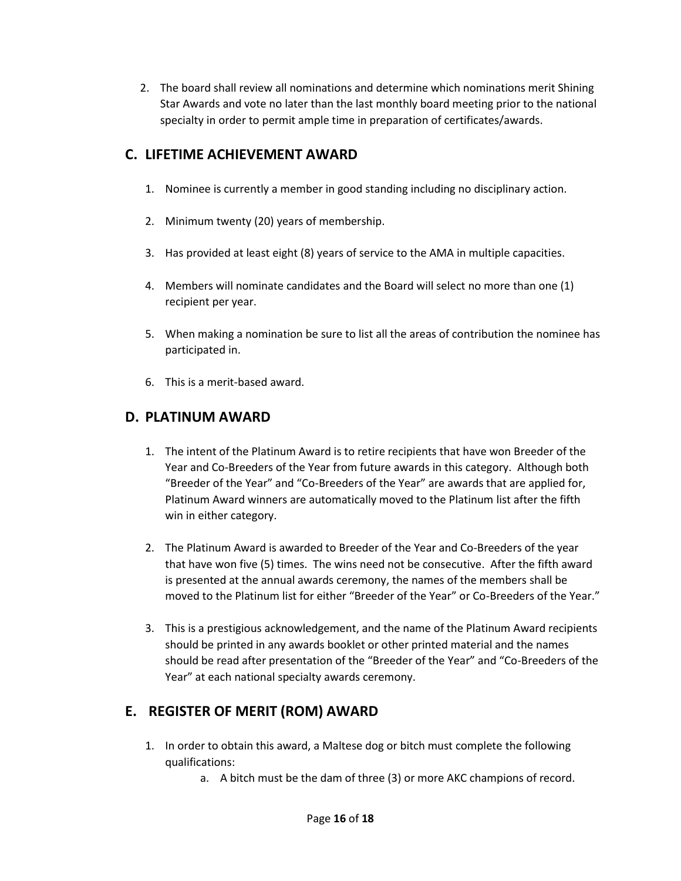2. The board shall review all nominations and determine which nominations merit Shining Star Awards and vote no later than the last monthly board meeting prior to the national specialty in order to permit ample time in preparation of certificates/awards.

## C. LIFETIME ACHIEVEMENT AWARD

1. Nominee is currently a member in good standing including no disciplinary action.
2. Minimum twenty (20) years of membership.
3. Has provided at least eight (8) years of service to the AMA in multiple capacities.
4. Members will nominate candidates and the Board will select no more than one (1) recipient per year.
5. When making a nomination be sure to list all the areas of contribution the nominee has participated in.
6. This is a merit-based award.

## D. PLATINUM AWARD

1. The intent of the Platinum Award is to retire recipients that have won Breeder of the Year and Co-Breeders of the Year from future awards in this category. Although both "Breeder of the Year" and "Co-Breeders of the Year" are awards that are applied for, Platinum Award winners are automatically moved to the Platinum list after the fifth win in either category.
2. The Platinum Award is awarded to Breeder of the Year and Co-Breeders of the year that have won five (5) times. The wins need not be consecutive. After the fifth award is presented at the annual awards ceremony, the names of the members shall be moved to the Platinum list for either "Breeder of the Year" or Co-Breeders of the Year."
3. This is a prestigious acknowledgement, and the name of the Platinum Award recipients should be printed in any awards booklet or other printed material and the names should be read after presentation of the "Breeder of the Year" and "Co-Breeders of the Year" at each national specialty awards ceremony.

## E. REGISTER OF MERIT (ROM) AWARD

1. In order to obtain this award, a Maltese dog or bitch must complete the following qualifications:
   a. A bitch must be the dam of three (3) or more AKC champions of record.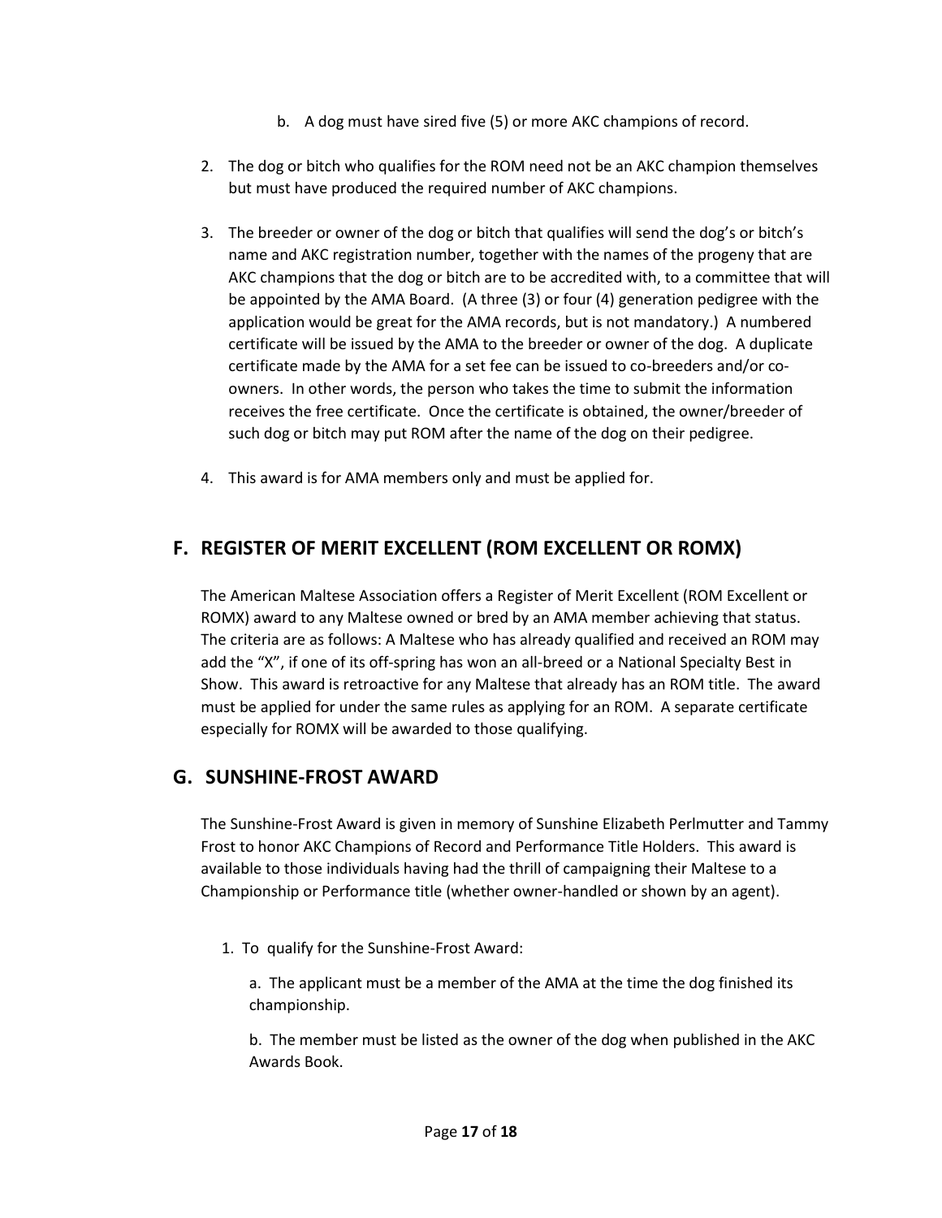b. A dog must have sired five (5) or more AKC champions of record.

2. The dog or bitch who qualifies for the ROM need not be an AKC champion themselves but must have produced the required number of AKC champions.

3. The breeder or owner of the dog or bitch that qualifies will send the dog's or bitch's name and AKC registration number, together with the names of the progeny that are AKC champions that the dog or bitch are to be accredited with, to a committee that will be appointed by the AMA Board. (A three (3) or four (4) generation pedigree with the application would be great for the AMA records, but is not mandatory.) A numbered certificate will be issued by the AMA to the breeder or owner of the dog. A duplicate certificate made by the AMA for a set fee can be issued to co-breeders and/or co-owners. In other words, the person who takes the time to submit the information receives the free certificate. Once the certificate is obtained, the owner/breeder of such dog or bitch may put ROM after the name of the dog on their pedigree.

4. This award is for AMA members only and must be applied for.

## F. REGISTER OF MERIT EXCELLENT (ROM EXCELLENT OR ROMX)

The American Maltese Association offers a Register of Merit Excellent (ROM Excellent or ROMX) award to any Maltese owned or bred by an AMA member achieving that status. The criteria are as follows: A Maltese who has already qualified and received an ROM may add the "X", if one of its off-spring has won an all-breed or a National Specialty Best in Show. This award is retroactive for any Maltese that already has an ROM title. The award must be applied for under the same rules as applying for an ROM. A separate certificate especially for ROMX will be awarded to those qualifying.

## G. SUNSHINE-FROST AWARD

The Sunshine-Frost Award is given in memory of Sunshine Elizabeth Perlmutter and Tammy Frost to honor AKC Champions of Record and Performance Title Holders. This award is available to those individuals having had the thrill of campaigning their Maltese to a Championship or Performance title (whether owner-handled or shown by an agent).

1. To qualify for the Sunshine-Frost Award:

   a. The applicant must be a member of the AMA at the time the dog finished its championship.

   b. The member must be listed as the owner of the dog when published in the AKC Awards Book.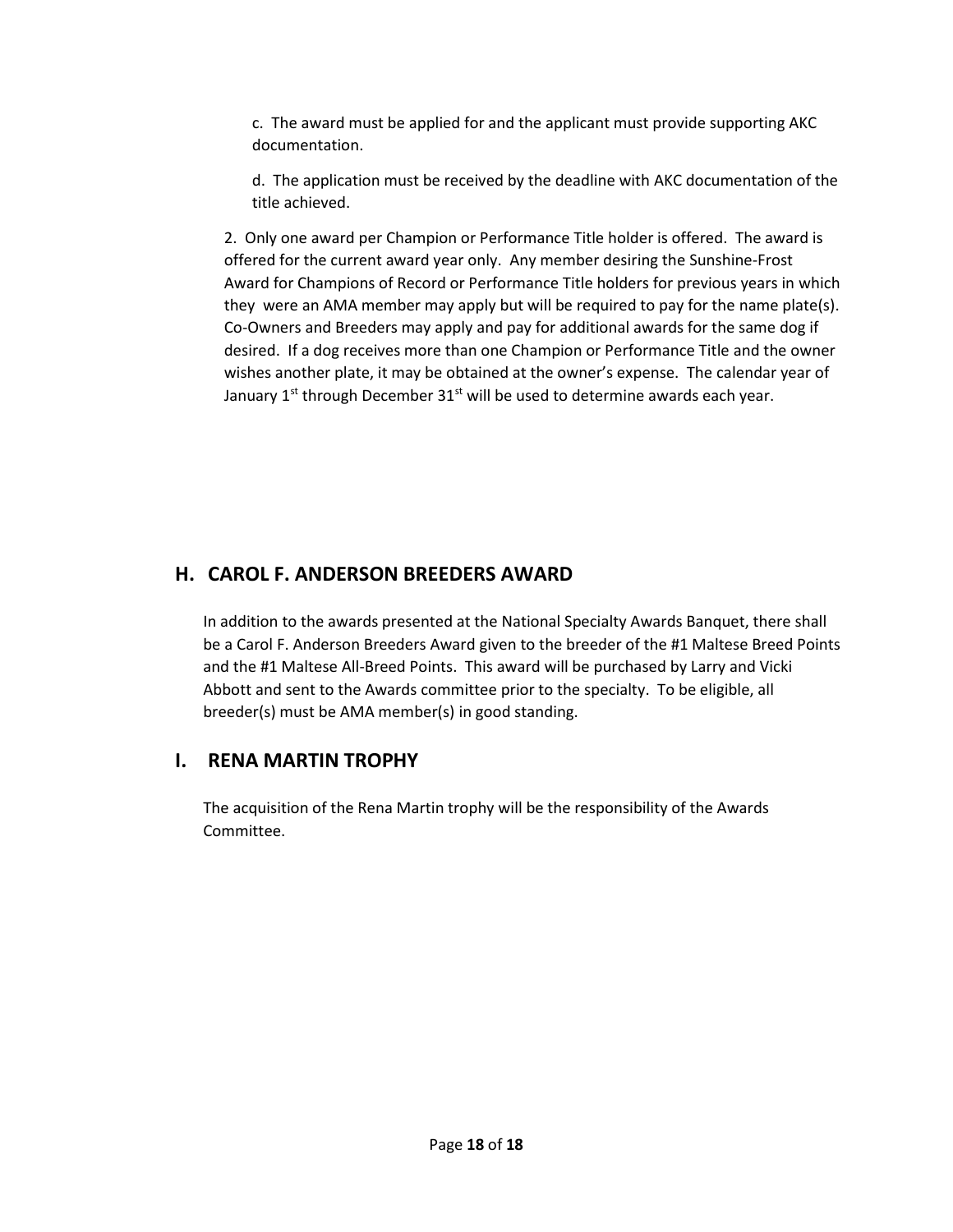c. The award must be applied for and the applicant must provide supporting AKC documentation.

d. The application must be received by the deadline with AKC documentation of the title achieved.

2. Only one award per Champion or Performance Title holder is offered. The award is offered for the current award year only. Any member desiring the Sunshine-Frost Award for Champions of Record or Performance Title holders for previous years in which they were an AMA member may apply but will be required to pay for the name plate(s). Co-Owners and Breeders may apply and pay for additional awards for the same dog if desired. If a dog receives more than one Champion or Performance Title and the owner wishes another plate, it may be obtained at the owner's expense. The calendar year of January 1st through December 31st will be used to determine awards each year.

## H. CAROL F. ANDERSON BREEDERS AWARD

In addition to the awards presented at the National Specialty Awards Banquet, there shall be a Carol F. Anderson Breeders Award given to the breeder of the #1 Maltese Breed Points and the #1 Maltese All-Breed Points. This award will be purchased by Larry and Vicki Abbott and sent to the Awards committee prior to the specialty. To be eligible, all breeder(s) must be AMA member(s) in good standing.

## I. RENA MARTIN TROPHY

The acquisition of the Rena Martin trophy will be the responsibility of the Awards Committee.